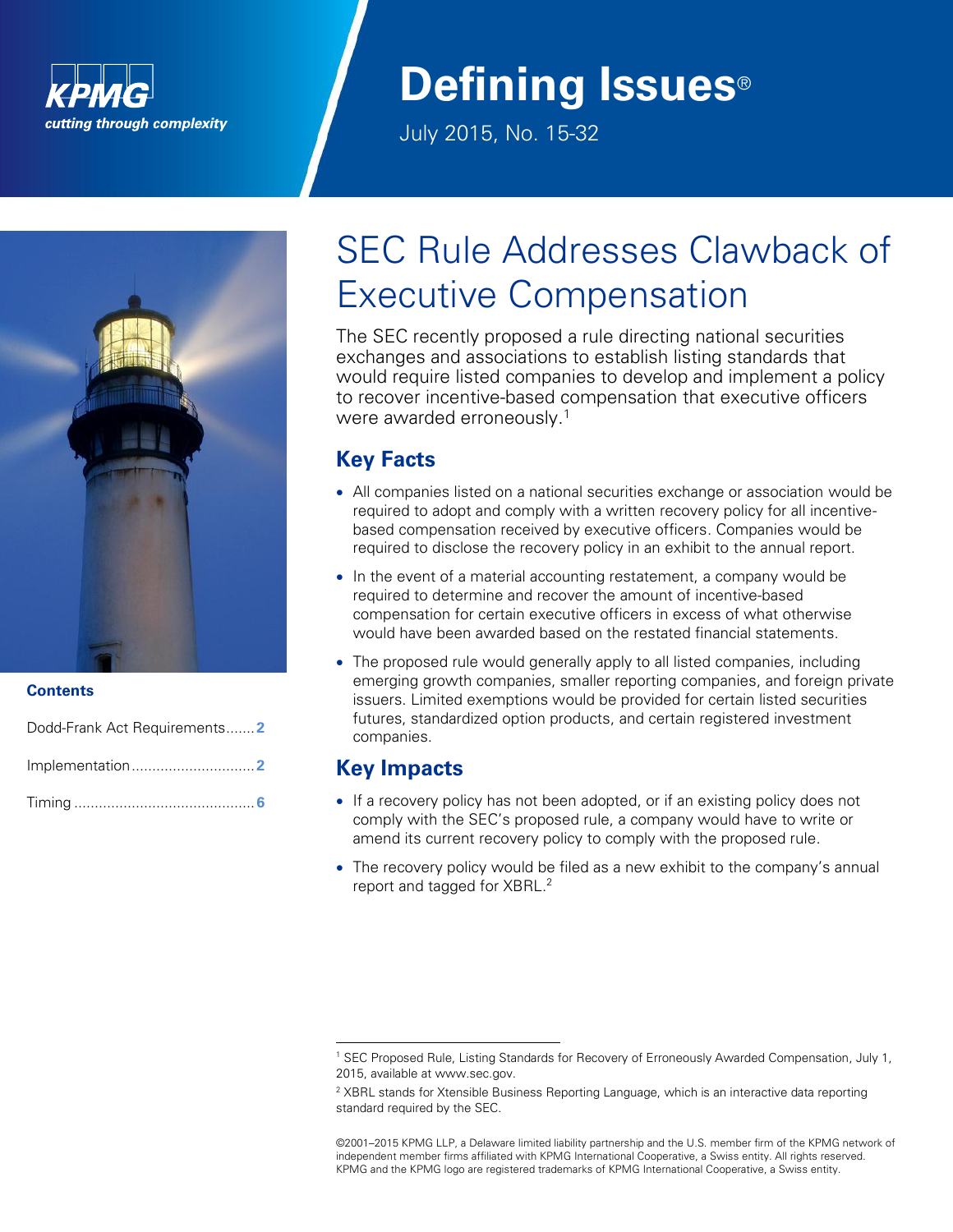# Defining Issues®

July 2015, No. 15-32

## SEC Rule Addresses Clawback of Executive Compensation

The SEC recently proposed a rule directing national securities exchanges and associations to establish listing standards that would require listed companies to develop and implement a policy to recover incentive-based compensation that executive officers were awarded erroneously.[1]

**Contents**

| | |
|---|---|
| Dodd-Frank Act Requirements | 2 |
| Implementation | 2 |
| Timing | 6 |

### Key Facts

- All companies listed on a national securities exchange or association would be required to adopt and comply with a written recovery policy for all incentive-based compensation received by executive officers. Companies would be required to disclose the recovery policy in an exhibit to the annual report.
- In the event of a material accounting restatement, a company would be required to determine and recover the amount of incentive-based compensation for certain executive officers in excess of what otherwise would have been awarded based on the restated financial statements.
- The proposed rule would generally apply to all listed companies, including emerging growth companies, smaller reporting companies, and foreign private issuers. Limited exemptions would be provided for certain listed securities futures, standardized option products, and certain registered investment companies.

### Key Impacts

- If a recovery policy has not been adopted, or if an existing policy does not comply with the SEC's proposed rule, a company would have to write or amend its current recovery policy to comply with the proposed rule.
- The recovery policy would be filed as a new exhibit to the company's annual report and tagged for XBRL.[2]

---

[1] SEC Proposed Rule, Listing Standards for Recovery of Erroneously Awarded Compensation, July 1, 2015, available at www.sec.gov.

[2] XBRL stands for Xtensible Business Reporting Language, which is an interactive data reporting standard required by the SEC.

©2001–2015 KPMG LLP, a Delaware limited liability partnership and the U.S. member firm of the KPMG network of independent member firms affiliated with KPMG International Cooperative, a Swiss entity. All rights reserved. KPMG and the KPMG logo are registered trademarks of KPMG International Cooperative, a Swiss entity.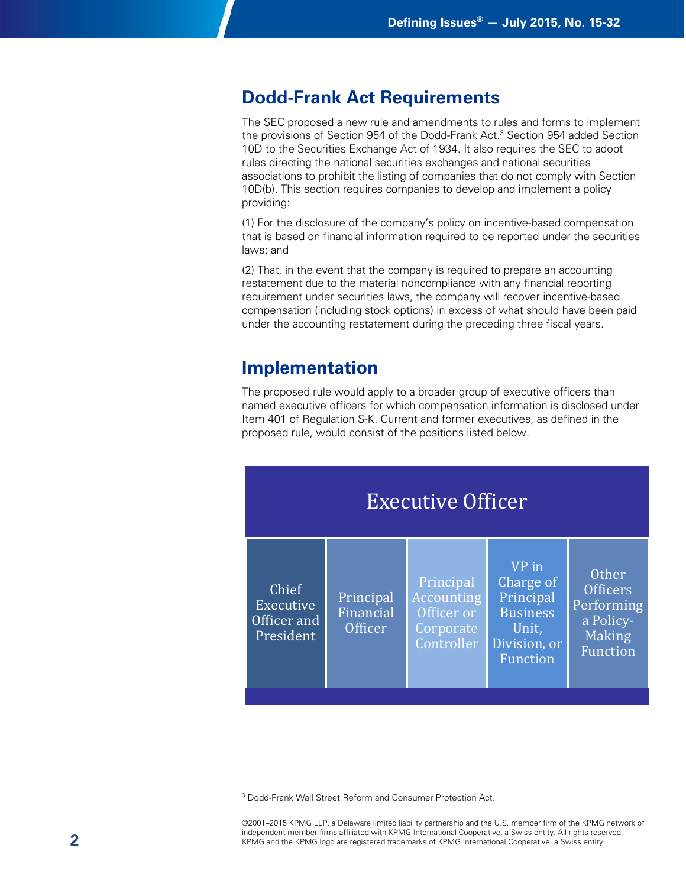## Dodd-Frank Act Requirements

The SEC proposed a new rule and amendments to rules and forms to implement the provisions of Section 954 of the Dodd-Frank Act.[3] Section 954 added Section 10D to the Securities Exchange Act of 1934. It also requires the SEC to adopt rules directing the national securities exchanges and national securities associations to prohibit the listing of companies that do not comply with Section 10D(b). This section requires companies to develop and implement a policy providing:

(1) For the disclosure of the company's policy on incentive-based compensation that is based on financial information required to be reported under the securities laws; and

(2) That, in the event that the company is required to prepare an accounting restatement due to the material noncompliance with any financial reporting requirement under securities laws, the company will recover incentive-based compensation (including stock options) in excess of what should have been paid under the accounting restatement during the preceding three fiscal years.

## Implementation

The proposed rule would apply to a broader group of executive officers than named executive officers for which compensation information is disclosed under Item 401 of Regulation S-K. Current and former executives, as defined in the proposed rule, would consist of the positions listed below.

| Executive Officer | | | | |
|---|---|---|---|---|
| Chief Executive Officer and President | Principal Financial Officer | Principal Accounting Officer or Corporate Controller | VP in Charge of Principal Business Unit, Division, or Function | Other Officers Performing a Policy-Making Function |

[3] Dodd-Frank Wall Street Reform and Consumer Protection Act.

©2001–2015 KPMG LLP, a Delaware limited liability partnership and the U.S. member firm of the KPMG network of independent member firms affiliated with KPMG International Cooperative, a Swiss entity. All rights reserved. KPMG and the KPMG logo are registered trademarks of KPMG International Cooperative, a Swiss entity.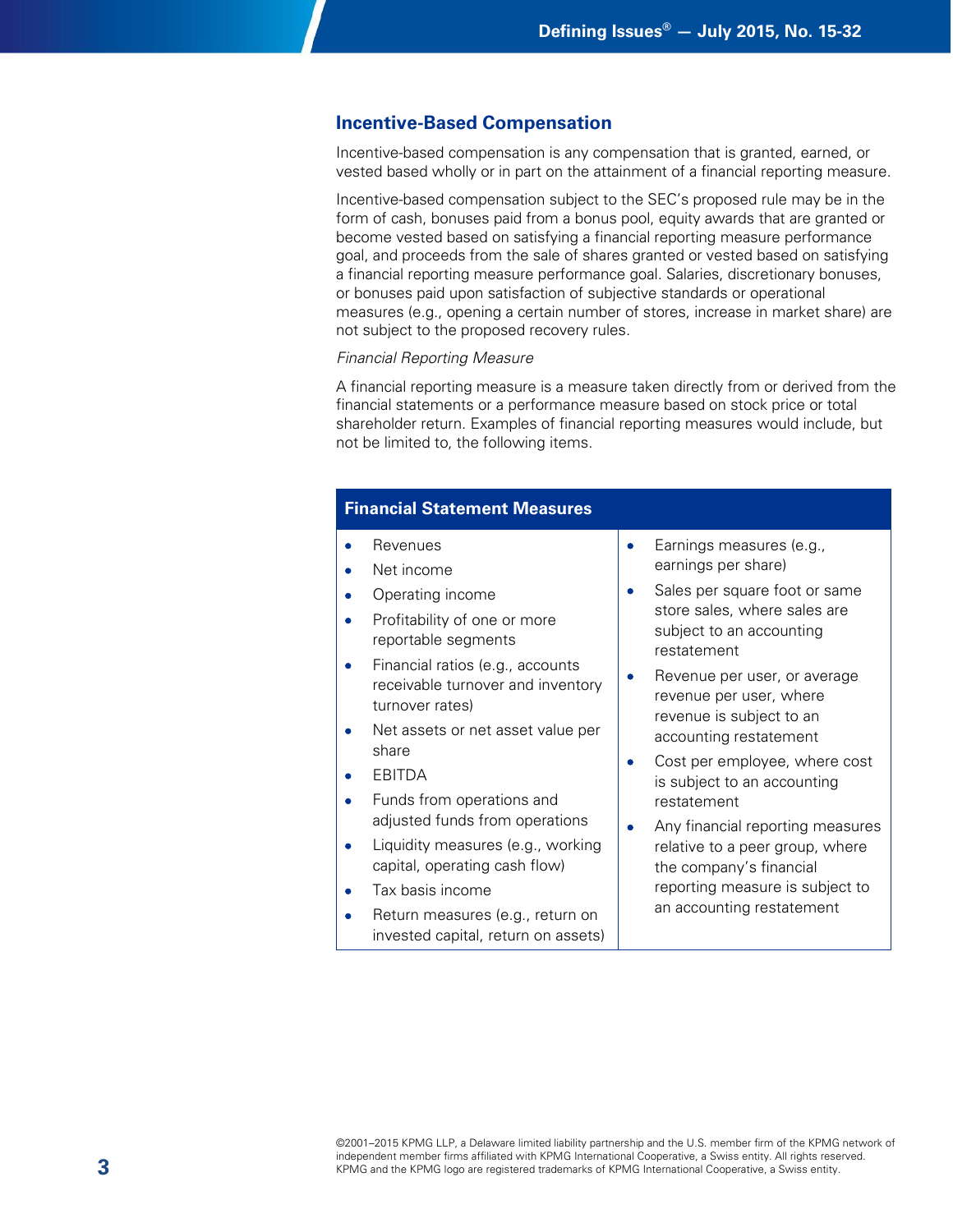## Incentive-Based Compensation

Incentive-based compensation is any compensation that is granted, earned, or vested based wholly or in part on the attainment of a financial reporting measure.

Incentive-based compensation subject to the SEC's proposed rule may be in the form of cash, bonuses paid from a bonus pool, equity awards that are granted or become vested based on satisfying a financial reporting measure performance goal, and proceeds from the sale of shares granted or vested based on satisfying a financial reporting measure performance goal. Salaries, discretionary bonuses, or bonuses paid upon satisfaction of subjective standards or operational measures (e.g., opening a certain number of stores, increase in market share) are not subject to the proposed recovery rules.

*Financial Reporting Measure*

A financial reporting measure is a measure taken directly from or derived from the financial statements or a performance measure based on stock price or total shareholder return. Examples of financial reporting measures would include, but not be limited to, the following items.

### Financial Statement Measures

- Revenues
- Net income
- Operating income
- Profitability of one or more reportable segments
- Financial ratios (e.g., accounts receivable turnover and inventory turnover rates)
- Net assets or net asset value per share
- EBITDA
- Funds from operations and adjusted funds from operations
- Liquidity measures (e.g., working capital, operating cash flow)
- Tax basis income
- Return measures (e.g., return on invested capital, return on assets)
- Earnings measures (e.g., earnings per share)
- Sales per square foot or same store sales, where sales are subject to an accounting restatement
- Revenue per user, or average revenue per user, where revenue is subject to an accounting restatement
- Cost per employee, where cost is subject to an accounting restatement
- Any financial reporting measures relative to a peer group, where the company's financial reporting measure is subject to an accounting restatement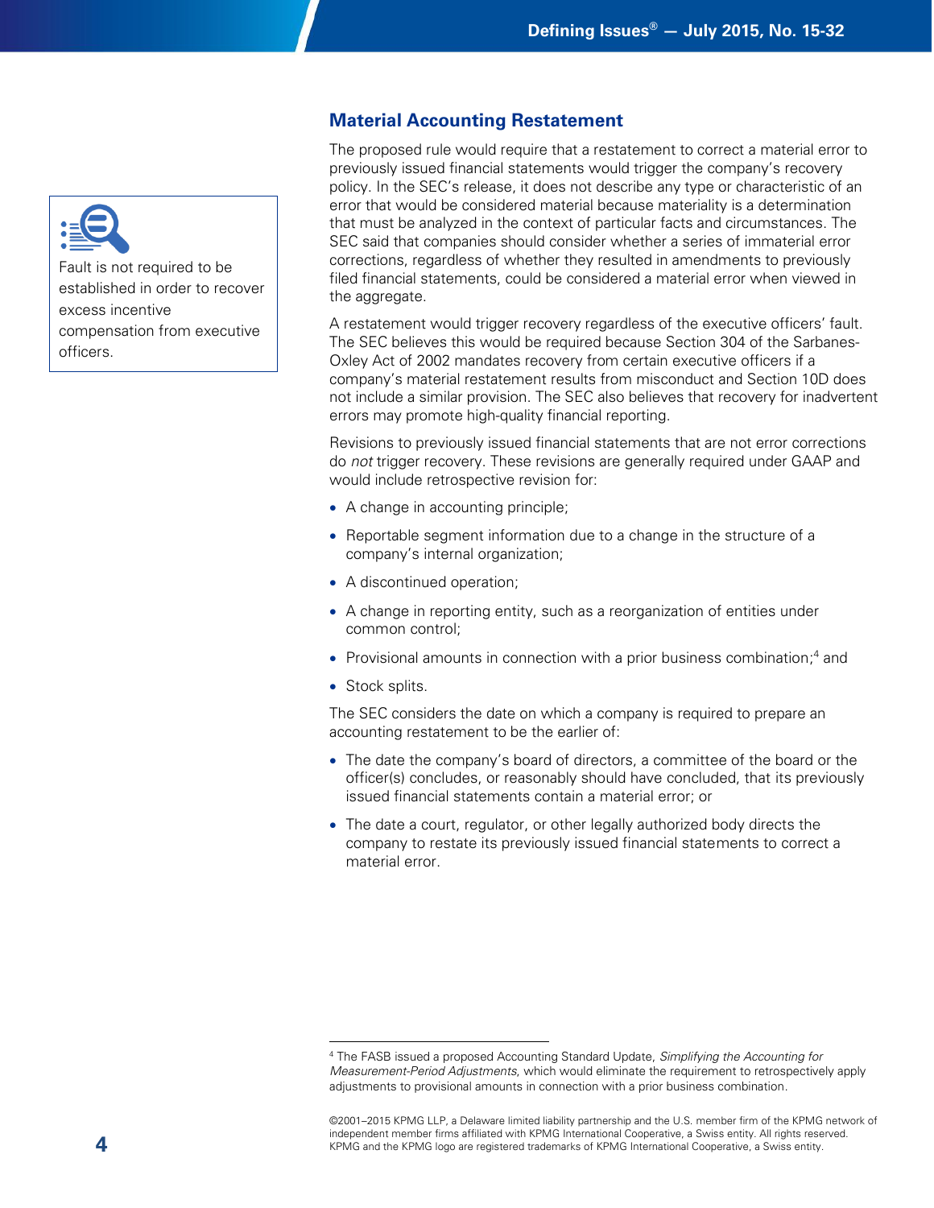Fault is not required to be established in order to recover excess incentive compensation from executive officers.

## Material Accounting Restatement

The proposed rule would require that a restatement to correct a material error to previously issued financial statements would trigger the company's recovery policy. In the SEC's release, it does not describe any type or characteristic of an error that would be considered material because materiality is a determination that must be analyzed in the context of particular facts and circumstances. The SEC said that companies should consider whether a series of immaterial error corrections, regardless of whether they resulted in amendments to previously filed financial statements, could be considered a material error when viewed in the aggregate.

A restatement would trigger recovery regardless of the executive officers' fault. The SEC believes this would be required because Section 304 of the Sarbanes-Oxley Act of 2002 mandates recovery from certain executive officers if a company's material restatement results from misconduct and Section 10D does not include a similar provision. The SEC also believes that recovery for inadvertent errors may promote high-quality financial reporting.

Revisions to previously issued financial statements that are not error corrections do *not* trigger recovery. These revisions are generally required under GAAP and would include retrospective revision for:

- A change in accounting principle;
- Reportable segment information due to a change in the structure of a company's internal organization;
- A discontinued operation;
- A change in reporting entity, such as a reorganization of entities under common control;
- Provisional amounts in connection with a prior business combination;[4] and
- Stock splits.

The SEC considers the date on which a company is required to prepare an accounting restatement to be the earlier of:

- The date the company's board of directors, a committee of the board or the officer(s) concludes, or reasonably should have concluded, that its previously issued financial statements contain a material error; or
- The date a court, regulator, or other legally authorized body directs the company to restate its previously issued financial statements to correct a material error.

[4] The FASB issued a proposed Accounting Standard Update, *Simplifying the Accounting for Measurement-Period Adjustments*, which would eliminate the requirement to retrospectively apply adjustments to provisional amounts in connection with a prior business combination.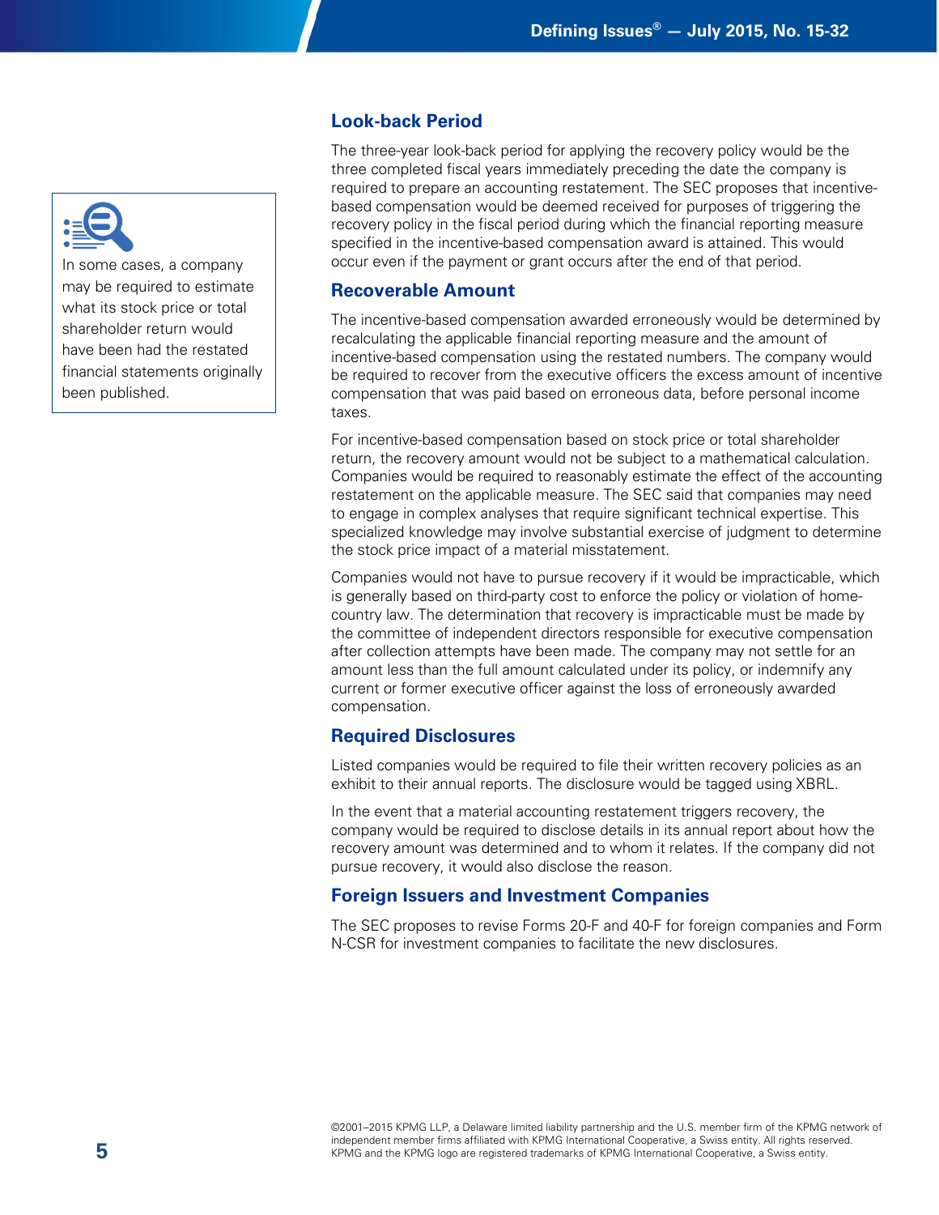> In some cases, a company may be required to estimate what its stock price or total shareholder return would have been had the restated financial statements originally been published.

## Look-back Period

The three-year look-back period for applying the recovery policy would be the three completed fiscal years immediately preceding the date the company is required to prepare an accounting restatement. The SEC proposes that incentive-based compensation would be deemed received for purposes of triggering the recovery policy in the fiscal period during which the financial reporting measure specified in the incentive-based compensation award is attained. This would occur even if the payment or grant occurs after the end of that period.

## Recoverable Amount

The incentive-based compensation awarded erroneously would be determined by recalculating the applicable financial reporting measure and the amount of incentive-based compensation using the restated numbers. The company would be required to recover from the executive officers the excess amount of incentive compensation that was paid based on erroneous data, before personal income taxes.

For incentive-based compensation based on stock price or total shareholder return, the recovery amount would not be subject to a mathematical calculation. Companies would be required to reasonably estimate the effect of the accounting restatement on the applicable measure. The SEC said that companies may need to engage in complex analyses that require significant technical expertise. This specialized knowledge may involve substantial exercise of judgment to determine the stock price impact of a material misstatement.

Companies would not have to pursue recovery if it would be impracticable, which is generally based on third-party cost to enforce the policy or violation of home-country law. The determination that recovery is impracticable must be made by the committee of independent directors responsible for executive compensation after collection attempts have been made. The company may not settle for an amount less than the full amount calculated under its policy, or indemnify any current or former executive officer against the loss of erroneously awarded compensation.

## Required Disclosures

Listed companies would be required to file their written recovery policies as an exhibit to their annual reports. The disclosure would be tagged using XBRL.

In the event that a material accounting restatement triggers recovery, the company would be required to disclose details in its annual report about how the recovery amount was determined and to whom it relates. If the company did not pursue recovery, it would also disclose the reason.

## Foreign Issuers and Investment Companies

The SEC proposes to revise Forms 20-F and 40-F for foreign companies and Form N-CSR for investment companies to facilitate the new disclosures.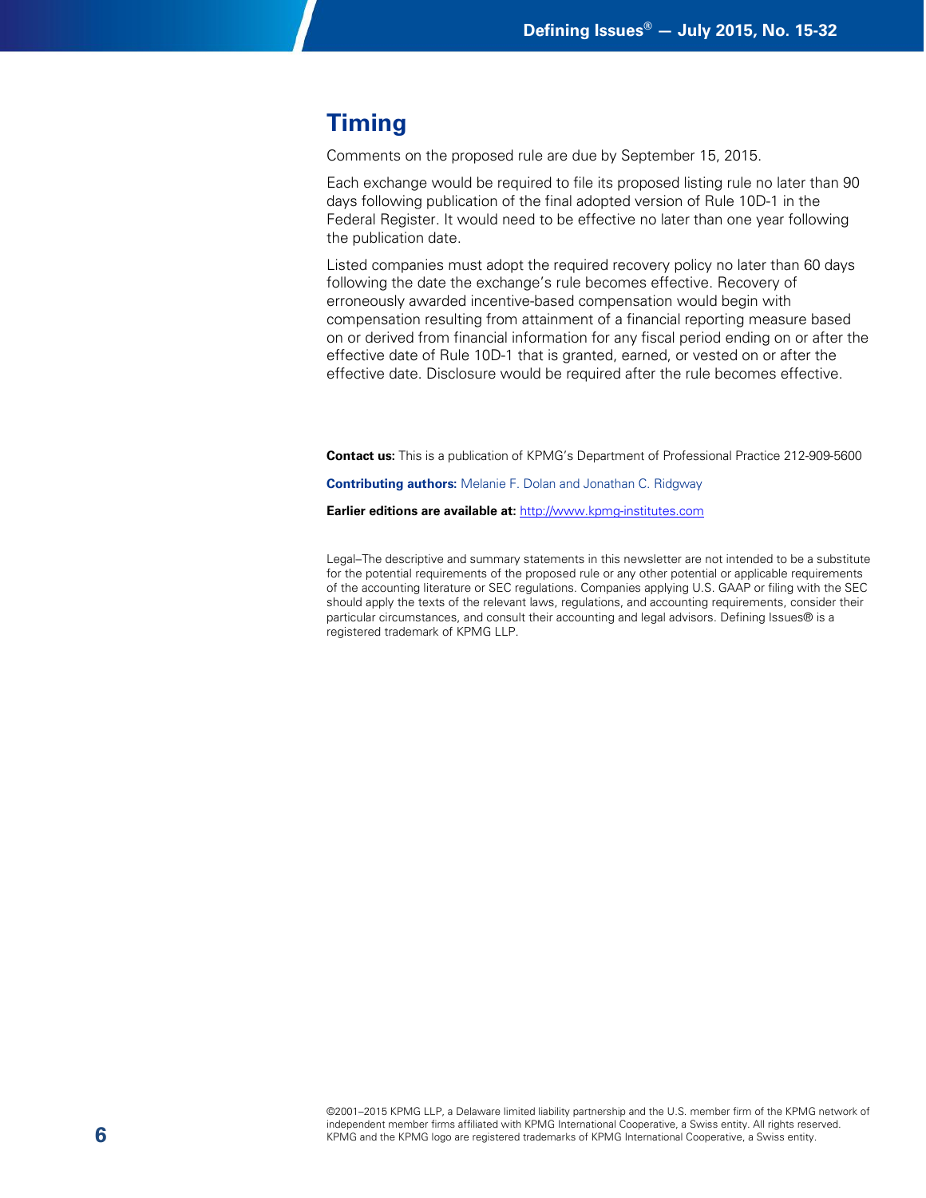## Timing

Comments on the proposed rule are due by September 15, 2015.

Each exchange would be required to file its proposed listing rule no later than 90 days following publication of the final adopted version of Rule 10D-1 in the Federal Register. It would need to be effective no later than one year following the publication date.

Listed companies must adopt the required recovery policy no later than 60 days following the date the exchange's rule becomes effective. Recovery of erroneously awarded incentive-based compensation would begin with compensation resulting from attainment of a financial reporting measure based on or derived from financial information for any fiscal period ending on or after the effective date of Rule 10D-1 that is granted, earned, or vested on or after the effective date. Disclosure would be required after the rule becomes effective.

**Contact us:** This is a publication of KPMG's Department of Professional Practice 212-909-5600

**Contributing authors:** Melanie F. Dolan and Jonathan C. Ridgway

**Earlier editions are available at:** http://www.kpmg-institutes.com

Legal–The descriptive and summary statements in this newsletter are not intended to be a substitute for the potential requirements of the proposed rule or any other potential or applicable requirements of the accounting literature or SEC regulations. Companies applying U.S. GAAP or filing with the SEC should apply the texts of the relevant laws, regulations, and accounting requirements, consider their particular circumstances, and consult their accounting and legal advisors. Defining Issues® is a registered trademark of KPMG LLP.

©2001–2015 KPMG LLP, a Delaware limited liability partnership and the U.S. member firm of the KPMG network of independent member firms affiliated with KPMG International Cooperative, a Swiss entity. All rights reserved. KPMG and the KPMG logo are registered trademarks of KPMG International Cooperative, a Swiss entity.